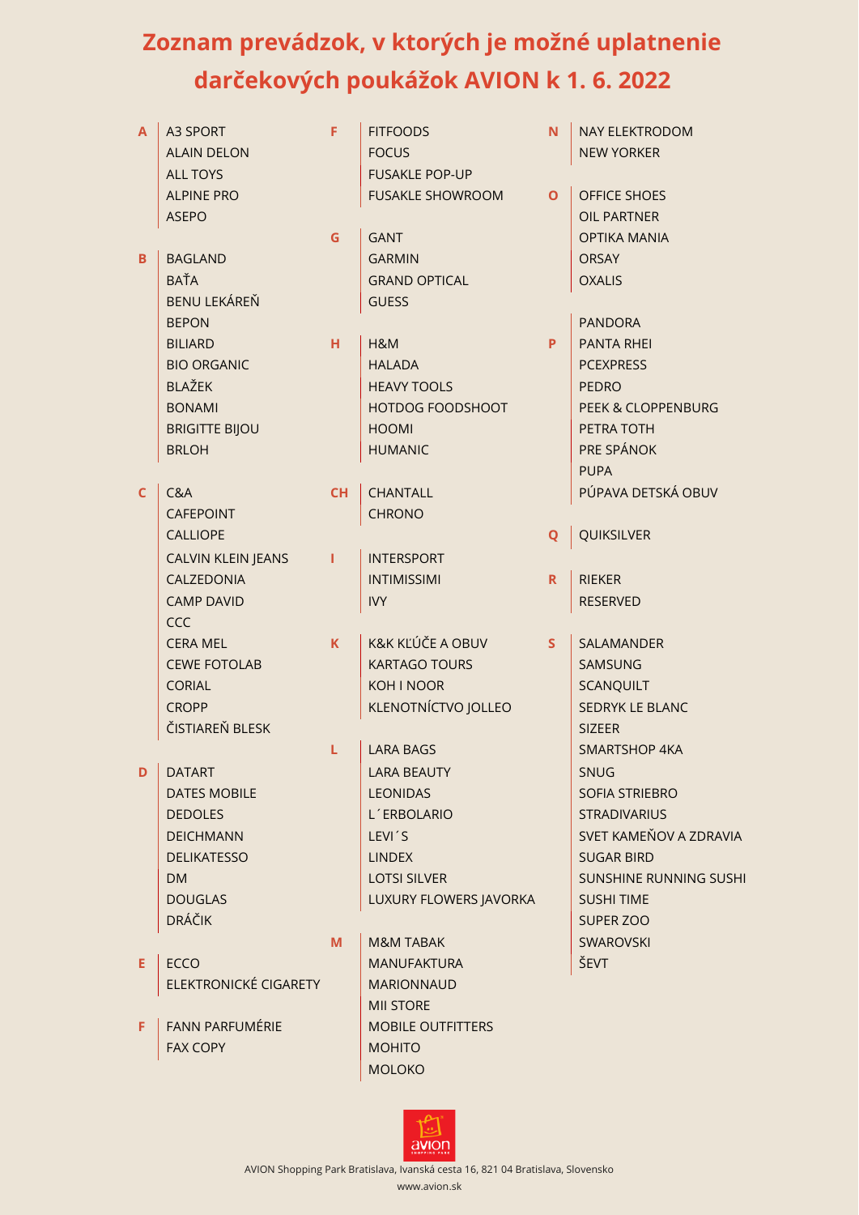# Zoznam prevádzok, v ktorých je možné uplatnenie darčekových poukážok AVION k 1. 6. 2022

**A**
- A3 SPORT
- ALAIN DELON
- ALL TOYS
- ALPINE PRO
- ASEPO

**B**
- BAGLAND
- BAŤA
- BENU LEKÁREŇ
- BEPON
- BILIARD
- BIO ORGANIC
- BLAŽEK
- BONAMI
- BRIGITTE BIJOU
- BRLOH

**C**
- C&A
- CAFEPOINT
- CALLIOPE
- CALVIN KLEIN JEANS
- CALZEDONIA
- CAMP DAVID
- CCC
- CERA MEL
- CEWE FOTOLAB
- CORIAL
- CROPP
- ČISTIAREŇ BLESK

**D**
- DATART
- DATES MOBILE
- DEDOLES
- DEICHMANN
- DELIKATESSO
- DM
- DOUGLAS
- DRÁČIK

**E**
- ECCO
- ELEKTRONICKÉ CIGARETY

**F**
- FANN PARFUMÉRIE
- FAX COPY
- FITFOODS
- FOCUS
- FUSAKLE POP-UP
- FUSAKLE SHOWROOM

**G**
- GANT
- GARMIN
- GRAND OPTICAL
- GUESS

**H**
- H&M
- HALADA
- HEAVY TOOLS
- HOTDOG FOODSHOOT
- HOOMI
- HUMANIC

**CH**
- CHANTALL
- CHRONO

**I**
- INTERSPORT
- INTIMISSIMI
- IVY

**K**
- K&K KĽÚČE A OBUV
- KARTAGO TOURS
- KOH I NOOR
- KLENOTNÍCTVO JOLLEO

**L**
- LARA BAGS
- LARA BEAUTY
- LEONIDAS
- L´ERBOLARIO
- LEVI´S
- LINDEX
- LOTSI SILVER
- LUXURY FLOWERS JAVORKA

**M**
- M&M TABAK
- MANUFAKTURA
- MARIONNAUD
- MII STORE
- MOBILE OUTFITTERS
- MOHITO
- MOLOKO

**N**
- NAY ELEKTRODOM
- NEW YORKER

**O**
- OFFICE SHOES
- OIL PARTNER
- OPTIKA MANIA
- ORSAY
- OXALIS

**P**
- PANDORA
- PANTA RHEI
- PCEXPRESS
- PEDRO
- PEEK & CLOPPENBURG
- PETRA TOTH
- PRE SPÁNOK
- PUPA
- PÚPAVA DETSKÁ OBUV

**Q**
- QUIKSILVER

**R**
- RIEKER
- RESERVED

**S**
- SALAMANDER
- SAMSUNG
- SCANQUILT
- SEDRYK LE BLANC
- SIZEER
- SMARTSHOP 4KA
- SNUG
- SOFIA STRIEBRO
- STRADIVARIUS
- SVET KAMEŇOV A ZDRAVIA
- SUGAR BIRD
- SUNSHINE RUNNING SUSHI
- SUSHI TIME
- SUPER ZOO
- SWAROVSKI
- ŠEVT

AVION Shopping Park Bratislava, Ivanská cesta 16, 821 04 Bratislava, Slovensko
www.avion.sk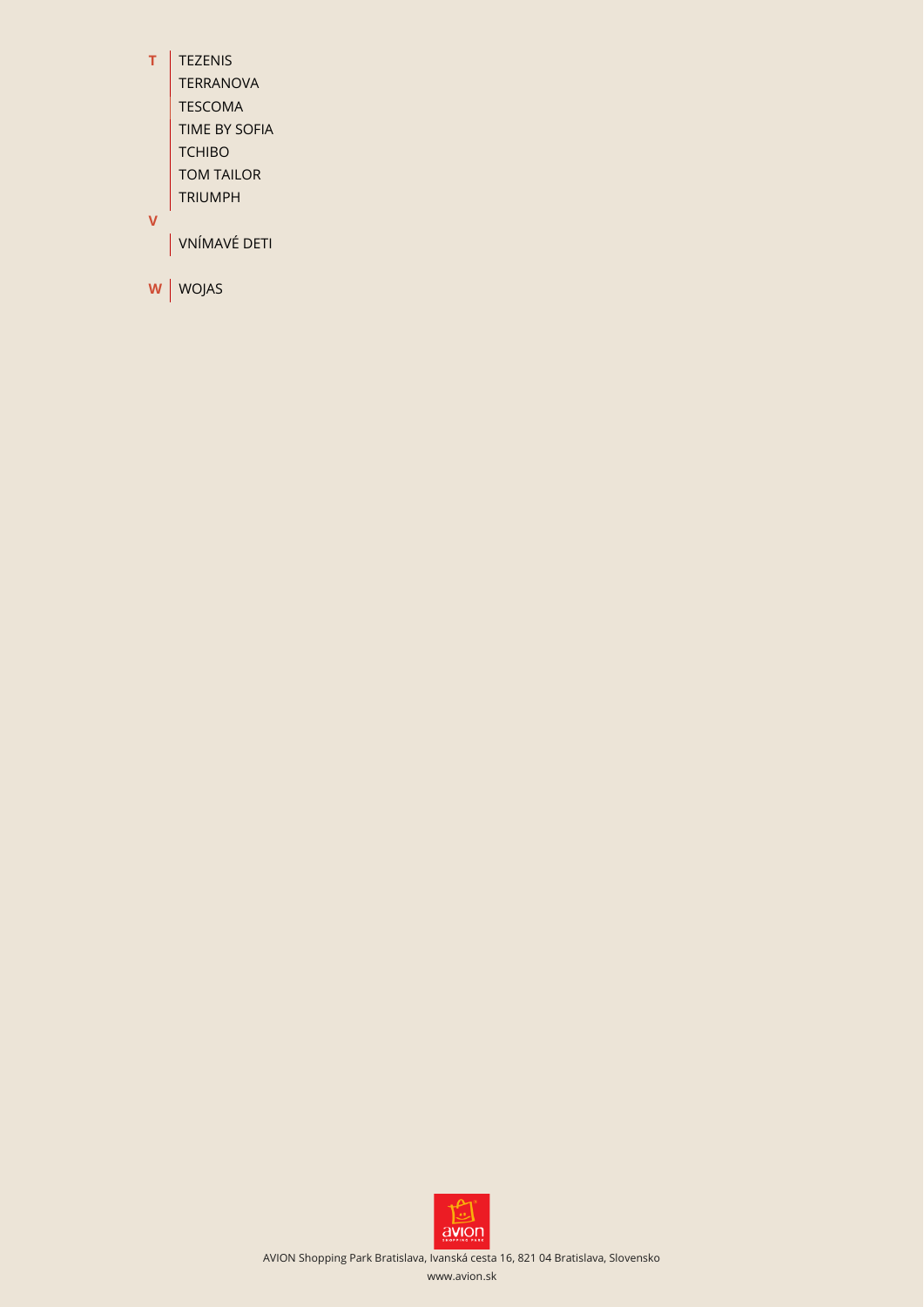**T**

- TEZENIS
- TERRANOVA
- TESCOMA
- TIME BY SOFIA
- TCHIBO
- TOM TAILOR
- TRIUMPH

**V**

- VNÍMAVÉ DETI

**W**

- WOJAS

AVION Shopping Park Bratislava, Ivanská cesta 16, 821 04 Bratislava, Slovensko
www.avion.sk